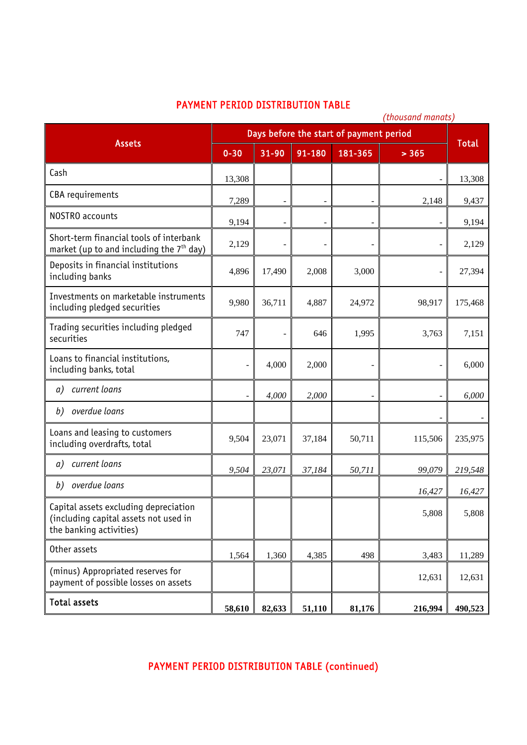## PAYMENT PERIOD DISTRIBUTION TABLE

*(thousand manats)*

| Assets | Days before the start of payment period | | | | | Total |
|---|---|---|---|---|---|---|
| | 0-30 | 31-90 | 91-180 | 181-365 | > 365 | |
| Cash | 13,308 | | | | - | 13,308 |
| CBA requirements | 7,289 | - | - | - | 2,148 | 9,437 |
| NOSTRO accounts | 9,194 | - | - | - | - | 9,194 |
| Short-term financial tools of interbank market (up to and including the 7th day) | 2,129 | - | - | - | - | 2,129 |
| Deposits in financial institutions including banks | 4,896 | 17,490 | 2,008 | 3,000 | - | 27,394 |
| Investments on marketable instruments including pledged securities | 9,980 | 36,711 | 4,887 | 24,972 | 98,917 | 175,468 |
| Trading securities including pledged securities | 747 | - | 646 | 1,995 | 3,763 | 7,151 |
| Loans to financial institutions, including banks, total | - | 4,000 | 2,000 | - | - | 6,000 |
| *a) current loans* | - | *4,000* | *2,000* | - | - | *6,000* |
| *b) overdue loans* | | | | | - | - |
| Loans and leasing to customers including overdrafts, total | 9,504 | 23,071 | 37,184 | 50,711 | 115,506 | 235,975 |
| *a) current loans* | *9,504* | *23,071* | *37,184* | *50,711* | *99,079* | *219,548* |
| *b) overdue loans* | | | | | *16,427* | *16,427* |
| Capital assets excluding depreciation (including capital assets not used in the banking activities) | | | | | 5,808 | 5,808 |
| Other assets | 1,564 | 1,360 | 4,385 | 498 | 3,483 | 11,289 |
| (minus) Appropriated reserves for payment of possible losses on assets | | | | | 12,631 | 12,631 |
| **Total assets** | **58,610** | **82,633** | **51,110** | **81,176** | **216,994** | **490,523** |

## PAYMENT PERIOD DISTRIBUTION TABLE (continued)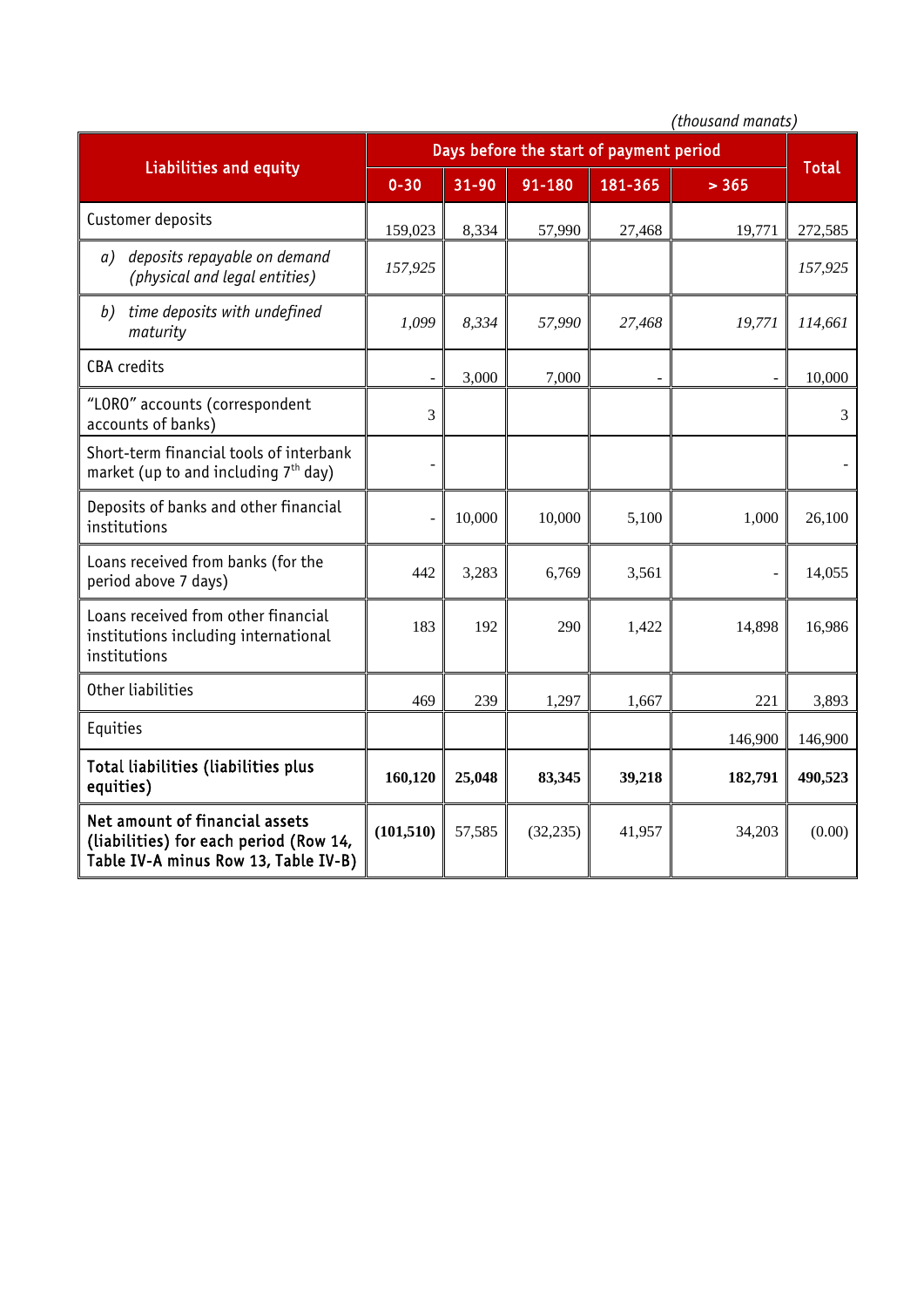*(thousand manats)*

| Liabilities and equity | Days before the start of payment period | | | | | Total |
|---|---|---|---|---|---|---|
| | 0-30 | 31-90 | 91-180 | 181-365 | > 365 | |
| Customer deposits | 159,023 | 8,334 | 57,990 | 27,468 | 19,771 | 272,585 |
| *a) deposits repayable on demand (physical and legal entities)* | *157,925* | | | | | *157,925* |
| *b) time deposits with undefined maturity* | *1,099* | *8,334* | *57,990* | *27,468* | *19,771* | *114,661* |
| CBA credits | - | 3,000 | 7,000 | - | - | 10,000 |
| "LORO" accounts (correspondent accounts of banks) | 3 | | | | | 3 |
| Short-term financial tools of interbank market (up to and including 7th day) | - | | | | | - |
| Deposits of banks and other financial institutions | - | 10,000 | 10,000 | 5,100 | 1,000 | 26,100 |
| Loans received from banks (for the period above 7 days) | 442 | 3,283 | 6,769 | 3,561 | - | 14,055 |
| Loans received from other financial institutions including international institutions | 183 | 192 | 290 | 1,422 | 14,898 | 16,986 |
| Other liabilities | 469 | 239 | 1,297 | 1,667 | 221 | 3,893 |
| Equities | | | | | 146,900 | 146,900 |
| **Total liabilities (liabilities plus equities)** | **160,120** | **25,048** | **83,345** | **39,218** | **182,791** | **490,523** |
| **Net amount of financial assets (liabilities) for each period (Row 14, Table IV-A minus Row 13, Table IV-B)** | **(101,510)** | 57,585 | (32,235) | 41,957 | 34,203 | (0.00) |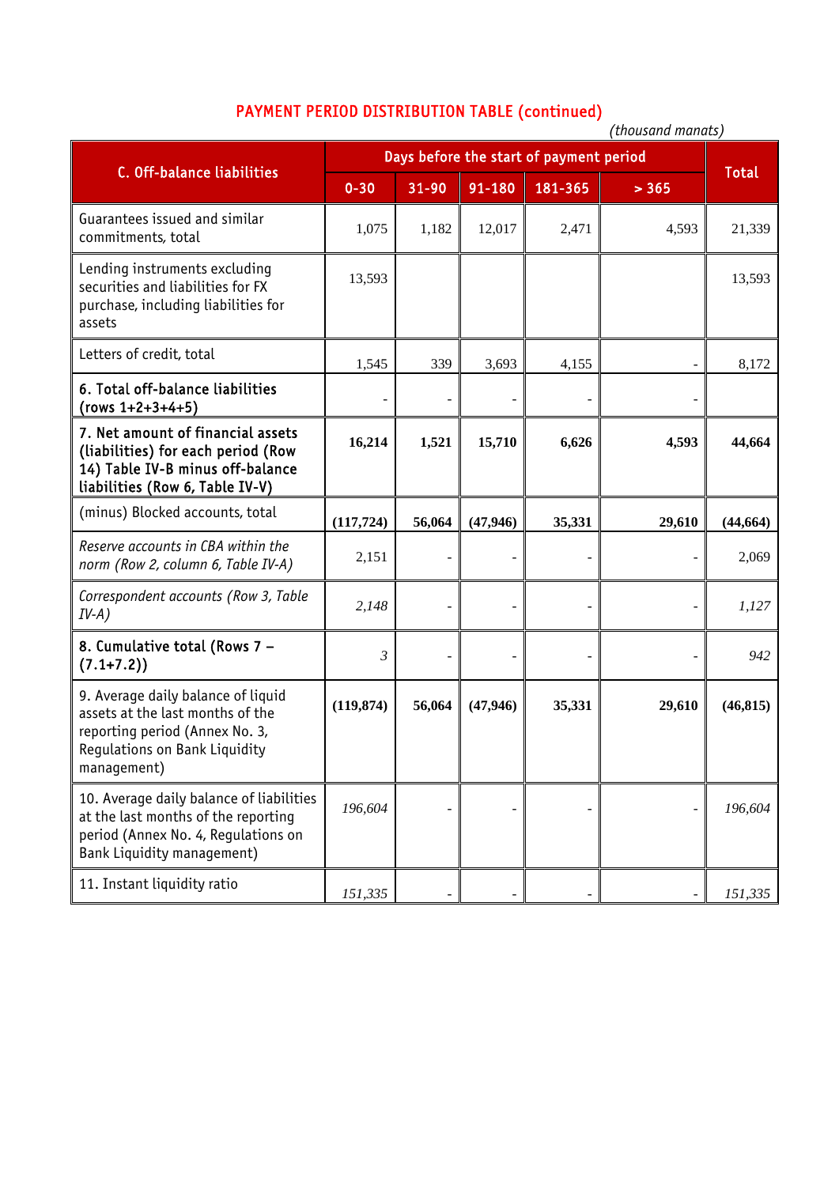## PAYMENT PERIOD DISTRIBUTION TABLE (continued)

*(thousand manats)*

| C. Off-balance liabilities | Days before the start of payment period | | | | | Total |
|---|---|---|---|---|---|---|
| | 0-30 | 31-90 | 91-180 | 181-365 | > 365 | |
| Guarantees issued and similar commitments, total | 1,075 | 1,182 | 12,017 | 2,471 | 4,593 | 21,339 |
| Lending instruments excluding securities and liabilities for FX purchase, including liabilities for assets | 13,593 | | | | | 13,593 |
| Letters of credit, total | 1,545 | 339 | 3,693 | 4,155 | - | 8,172 |
| **6. Total off-balance liabilities (rows 1+2+3+4+5)** | - | - | - | - | - | |
| **7. Net amount of financial assets (liabilities) for each period (Row 14) Table IV-B minus off-balance liabilities (Row 6, Table IV-V)** | **16,214** | **1,521** | **15,710** | **6,626** | **4,593** | **44,664** |
| (minus) Blocked accounts, total | **(117,724)** | **56,064** | **(47,946)** | **35,331** | **29,610** | **(44,664)** |
| *Reserve accounts in CBA within the norm (Row 2, column 6, Table IV-A)* | 2,151 | - | - | - | - | 2,069 |
| *Correspondent accounts (Row 3, Table IV-A)* | *2,148* | - | - | - | - | *1,127* |
| **8. Cumulative total (Rows 7 – (7.1+7.2))** | *3* | - | - | - | - | *942* |
| 9. Average daily balance of liquid assets at the last months of the reporting period (Annex No. 3, Regulations on Bank Liquidity management) | **(119,874)** | **56,064** | **(47,946)** | **35,331** | **29,610** | **(46,815)** |
| 10. Average daily balance of liabilities at the last months of the reporting period (Annex No. 4, Regulations on Bank Liquidity management) | *196,604* | - | - | - | - | *196,604* |
| 11. Instant liquidity ratio | *151,335* | - | - | - | - | *151,335* |